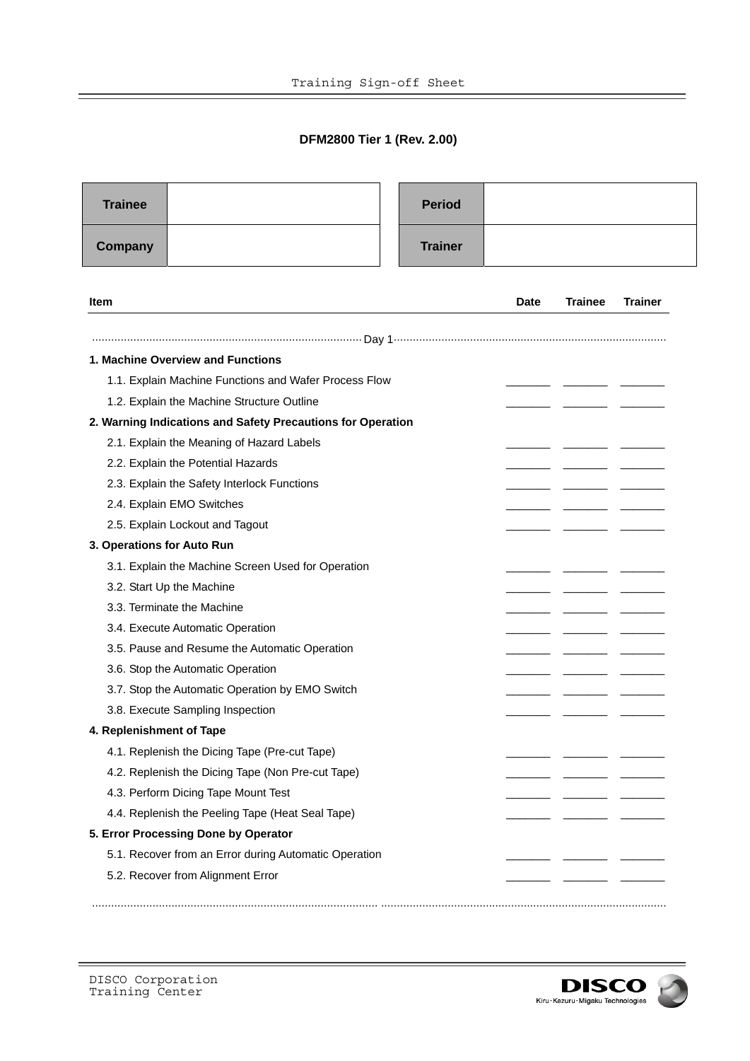# Training Sign-off Sheet

## DFM2800 Tier 1 (Rev. 2.00)

| Trainee | | Period | |
|---|---|---|---|
| Company | | Trainer | |

| Item | Date | Trainee | Trainer |
|---|---|---|---|
| Day 1 | | | |
| **1. Machine Overview and Functions** | | | |
| 1.1. Explain Machine Functions and Wafer Process Flow | _______ | _______ | _______ |
| 1.2. Explain the Machine Structure Outline | _______ | _______ | _______ |
| **2. Warning Indications and Safety Precautions for Operation** | | | |
| 2.1. Explain the Meaning of Hazard Labels | _______ | _______ | _______ |
| 2.2. Explain the Potential Hazards | _______ | _______ | _______ |
| 2.3. Explain the Safety Interlock Functions | _______ | _______ | _______ |
| 2.4. Explain EMO Switches | _______ | _______ | _______ |
| 2.5. Explain Lockout and Tagout | _______ | _______ | _______ |
| **3. Operations for Auto Run** | | | |
| 3.1. Explain the Machine Screen Used for Operation | _______ | _______ | _______ |
| 3.2. Start Up the Machine | _______ | _______ | _______ |
| 3.3. Terminate the Machine | _______ | _______ | _______ |
| 3.4. Execute Automatic Operation | _______ | _______ | _______ |
| 3.5. Pause and Resume the Automatic Operation | _______ | _______ | _______ |
| 3.6. Stop the Automatic Operation | _______ | _______ | _______ |
| 3.7. Stop the Automatic Operation by EMO Switch | _______ | _______ | _______ |
| 3.8. Execute Sampling Inspection | _______ | _______ | _______ |
| **4. Replenishment of Tape** | | | |
| 4.1. Replenish the Dicing Tape (Pre-cut Tape) | _______ | _______ | _______ |
| 4.2. Replenish the Dicing Tape (Non Pre-cut Tape) | _______ | _______ | _______ |
| 4.3. Perform Dicing Tape Mount Test | _______ | _______ | _______ |
| 4.4. Replenish the Peeling Tape (Heat Seal Tape) | _______ | _______ | _______ |
| **5. Error Processing Done by Operator** | | | |
| 5.1. Recover from an Error during Automatic Operation | _______ | _______ | _______ |
| 5.2. Recover from Alignment Error | _______ | _______ | _______ |

DISCO Corporation
Training Center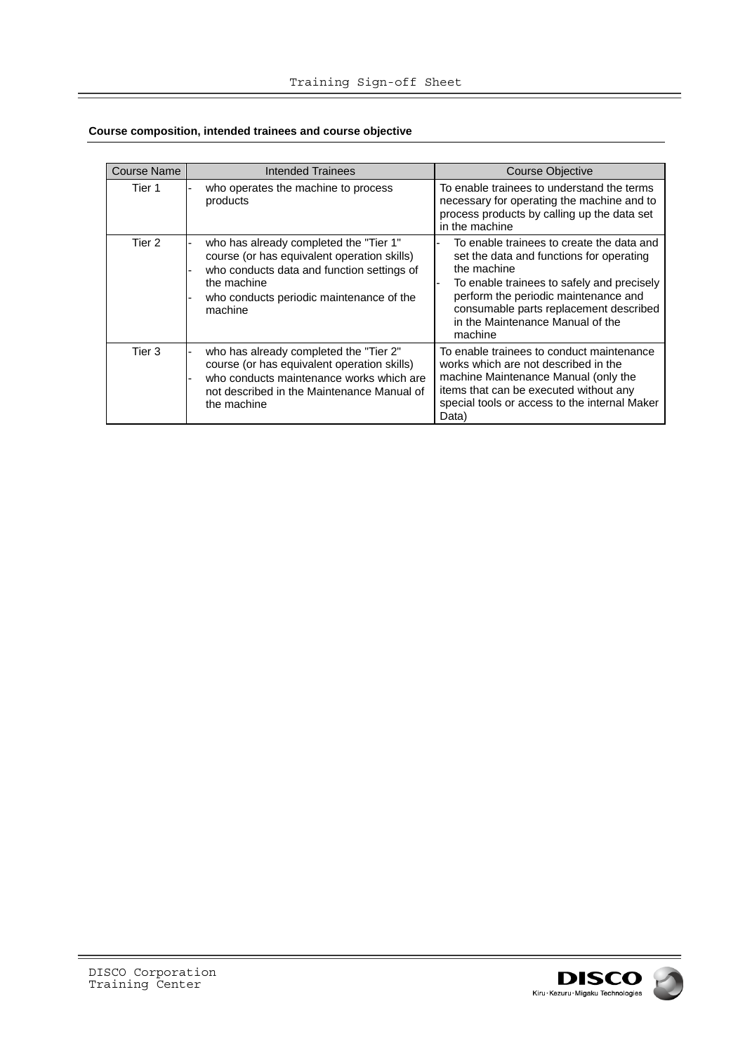**Course composition, intended trainees and course objective**

| Course Name | Intended Trainees | Course Objective |
|---|---|---|
| Tier 1 | - who operates the machine to process products | To enable trainees to understand the terms necessary for operating the machine and to process products by calling up the data set in the machine |
| Tier 2 | - who has already completed the "Tier 1" course (or has equivalent operation skills)<br>- who conducts data and function settings of the machine<br>- who conducts periodic maintenance of the machine | - To enable trainees to create the data and set the data and functions for operating the machine<br>- To enable trainees to safely and precisely perform the periodic maintenance and consumable parts replacement described in the Maintenance Manual of the machine |
| Tier 3 | - who has already completed the "Tier 2" course (or has equivalent operation skills)<br>- who conducts maintenance works which are not described in the Maintenance Manual of the machine | To enable trainees to conduct maintenance works which are not described in the machine Maintenance Manual (only the items that can be executed without any special tools or access to the internal Maker Data) |